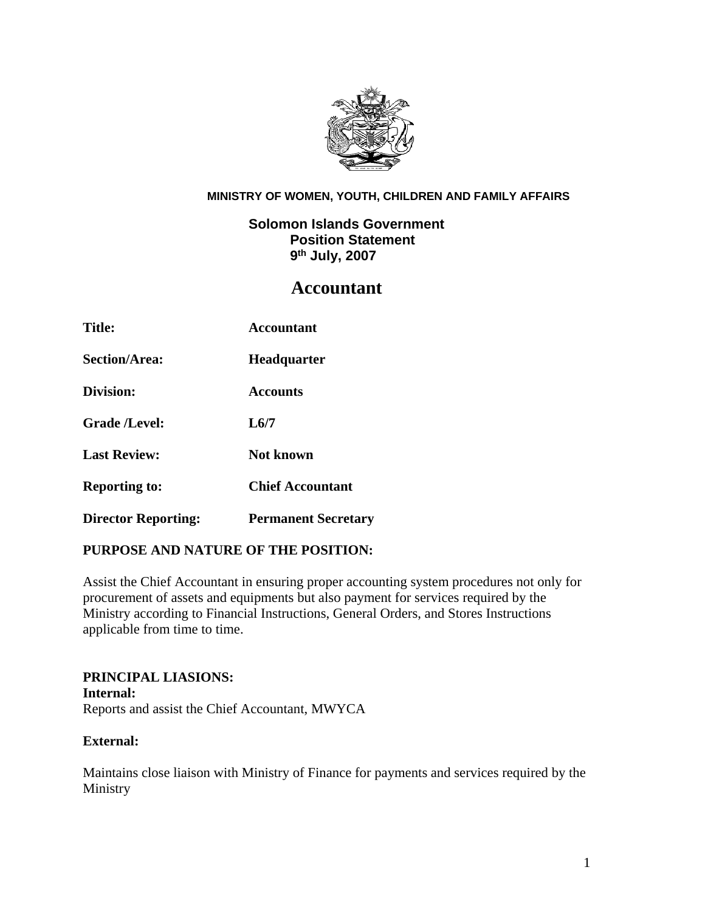**MINISTRY OF WOMEN, YOUTH, CHILDREN AND FAMILY AFFAIRS**

**Solomon Islands Government**
**Position Statement**
**9th July, 2007**

# Accountant

| | |
|---|---|
| **Title:** | **Accountant** |
| **Section/Area:** | **Headquarter** |
| **Division:** | **Accounts** |
| **Grade /Level:** | **L6/7** |
| **Last Review:** | **Not known** |
| **Reporting to:** | **Chief Accountant** |
| **Director Reporting:** | **Permanent Secretary** |

## PURPOSE AND NATURE OF THE POSITION:

Assist the Chief Accountant in ensuring proper accounting system procedures not only for procurement of assets and equipments but also payment for services required by the Ministry according to Financial Instructions, General Orders, and Stores Instructions applicable from time to time.

## PRINCIPAL LIASIONS:

**Internal:**
Reports and assist the Chief Accountant, MWYCA

**External:**

Maintains close liaison with Ministry of Finance for payments and services required by the Ministry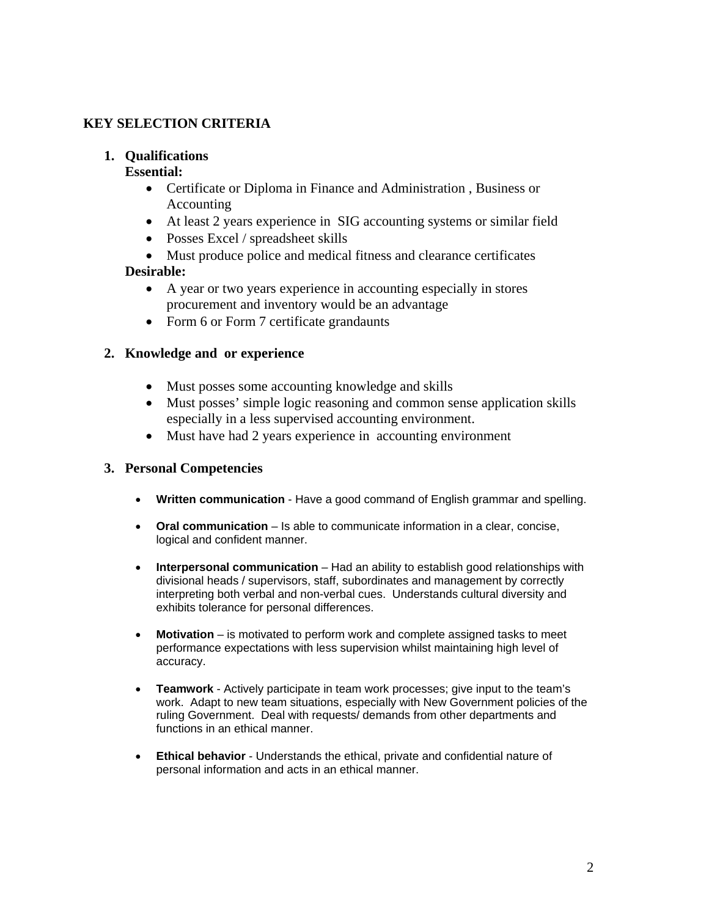**KEY SELECTION CRITERIA**

1. **Qualifications**
   **Essential:**
   - Certificate or Diploma in Finance and Administration , Business or Accounting
   - At least 2 years experience in SIG accounting systems or similar field
   - Posses Excel / spreadsheet skills
   - Must produce police and medical fitness and clearance certificates

   **Desirable:**
   - A year or two years experience in accounting especially in stores procurement and inventory would be an advantage
   - Form 6 or Form 7 certificate grandaunts

2. **Knowledge and or experience**

   - Must posses some accounting knowledge and skills
   - Must posses' simple logic reasoning and common sense application skills especially in a less supervised accounting environment.
   - Must have had 2 years experience in accounting environment

3. **Personal Competencies**

   - **Written communication** - Have a good command of English grammar and spelling.
   - **Oral communication** – Is able to communicate information in a clear, concise, logical and confident manner.
   - **Interpersonal communication** – Had an ability to establish good relationships with divisional heads / supervisors, staff, subordinates and management by correctly interpreting both verbal and non-verbal cues. Understands cultural diversity and exhibits tolerance for personal differences.
   - **Motivation** – is motivated to perform work and complete assigned tasks to meet performance expectations with less supervision whilst maintaining high level of accuracy.
   - **Teamwork** - Actively participate in team work processes; give input to the team's work. Adapt to new team situations, especially with New Government policies of the ruling Government. Deal with requests/ demands from other departments and functions in an ethical manner.
   - **Ethical behavior** - Understands the ethical, private and confidential nature of personal information and acts in an ethical manner.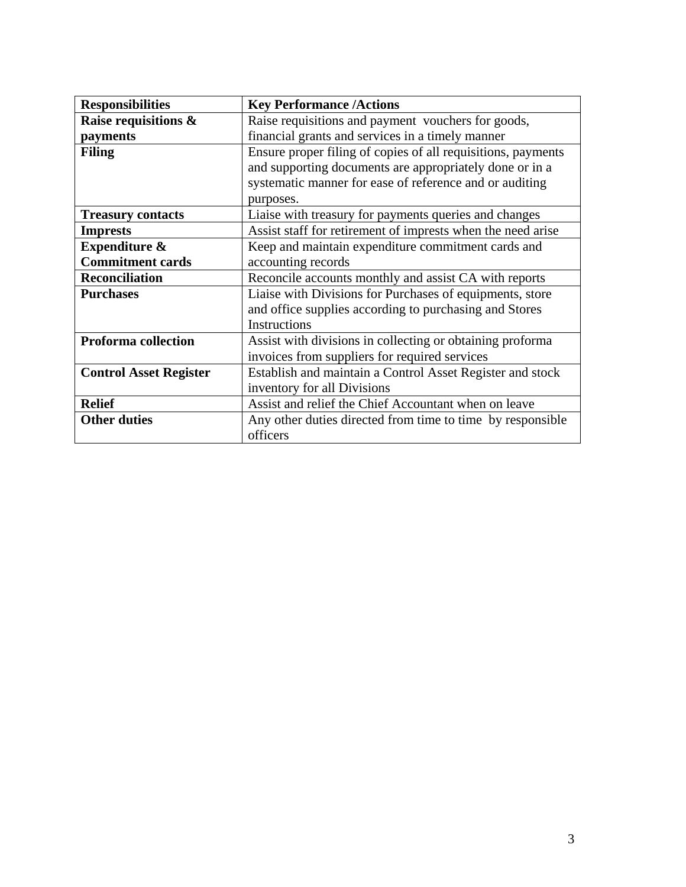| **Responsibilities** | **Key Performance /Actions** |
|---|---|
| **Raise requisitions & payments** | Raise requisitions and payment vouchers for goods, financial grants and services in a timely manner |
| **Filing** | Ensure proper filing of copies of all requisitions, payments and supporting documents are appropriately done or in a systematic manner for ease of reference and or auditing purposes. |
| **Treasury contacts** | Liaise with treasury for payments queries and changes |
| **Imprests** | Assist staff for retirement of imprests when the need arise |
| **Expenditure & Commitment cards** | Keep and maintain expenditure commitment cards and accounting records |
| **Reconciliation** | Reconcile accounts monthly and assist CA with reports |
| **Purchases** | Liaise with Divisions for Purchases of equipments, store and office supplies according to purchasing and Stores Instructions |
| **Proforma collection** | Assist with divisions in collecting or obtaining proforma invoices from suppliers for required services |
| **Control Asset Register** | Establish and maintain a Control Asset Register and stock inventory for all Divisions |
| **Relief** | Assist and relief the Chief Accountant when on leave |
| **Other duties** | Any other duties directed from time to time by responsible officers |